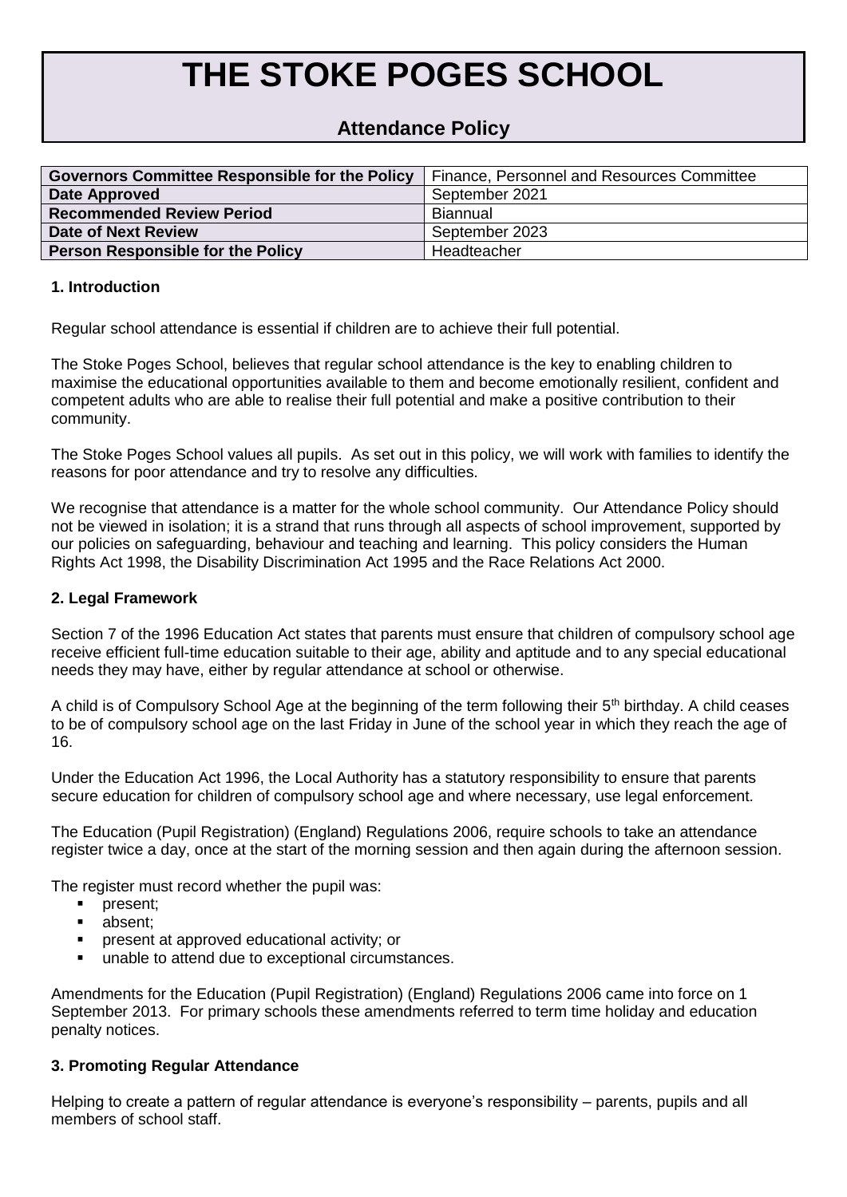# THE STOKE POGES SCHOOL

## Attendance Policy

| **Governors Committee Responsible for the Policy** | Finance, Personnel and Resources Committee |
|---|---|
| **Date Approved** | September 2021 |
| **Recommended Review Period** | Biannual |
| **Date of Next Review** | September 2023 |
| **Person Responsible for the Policy** | Headteacher |

### 1. Introduction

Regular school attendance is essential if children are to achieve their full potential.

The Stoke Poges School, believes that regular school attendance is the key to enabling children to maximise the educational opportunities available to them and become emotionally resilient, confident and competent adults who are able to realise their full potential and make a positive contribution to their community.

The Stoke Poges School values all pupils. As set out in this policy, we will work with families to identify the reasons for poor attendance and try to resolve any difficulties.

We recognise that attendance is a matter for the whole school community. Our Attendance Policy should not be viewed in isolation; it is a strand that runs through all aspects of school improvement, supported by our policies on safeguarding, behaviour and teaching and learning. This policy considers the Human Rights Act 1998, the Disability Discrimination Act 1995 and the Race Relations Act 2000.

### 2. Legal Framework

Section 7 of the 1996 Education Act states that parents must ensure that children of compulsory school age receive efficient full-time education suitable to their age, ability and aptitude and to any special educational needs they may have, either by regular attendance at school or otherwise.

A child is of Compulsory School Age at the beginning of the term following their 5th birthday. A child ceases to be of compulsory school age on the last Friday in June of the school year in which they reach the age of 16.

Under the Education Act 1996, the Local Authority has a statutory responsibility to ensure that parents secure education for children of compulsory school age and where necessary, use legal enforcement.

The Education (Pupil Registration) (England) Regulations 2006, require schools to take an attendance register twice a day, once at the start of the morning session and then again during the afternoon session.

The register must record whether the pupil was:

- present;
- absent;
- present at approved educational activity; or
- unable to attend due to exceptional circumstances.

Amendments for the Education (Pupil Registration) (England) Regulations 2006 came into force on 1 September 2013. For primary schools these amendments referred to term time holiday and education penalty notices.

### 3. Promoting Regular Attendance

Helping to create a pattern of regular attendance is everyone's responsibility – parents, pupils and all members of school staff.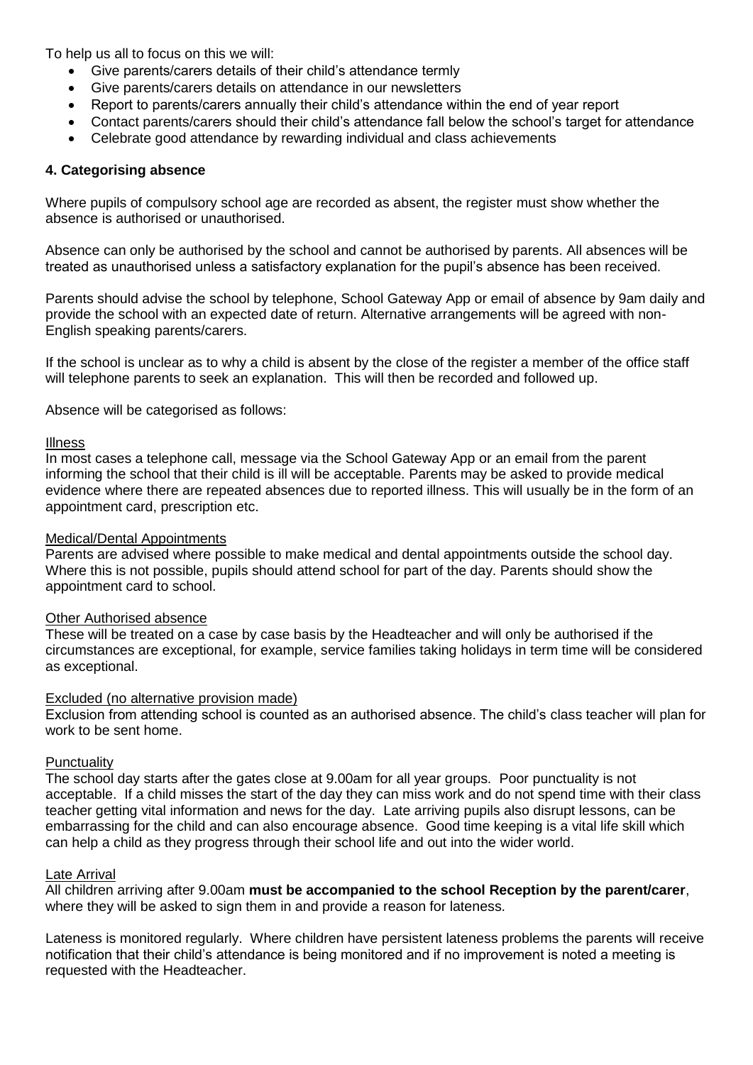To help us all to focus on this we will:

- Give parents/carers details of their child's attendance termly
- Give parents/carers details on attendance in our newsletters
- Report to parents/carers annually their child's attendance within the end of year report
- Contact parents/carers should their child's attendance fall below the school's target for attendance
- Celebrate good attendance by rewarding individual and class achievements

## 4. Categorising absence

Where pupils of compulsory school age are recorded as absent, the register must show whether the absence is authorised or unauthorised.

Absence can only be authorised by the school and cannot be authorised by parents. All absences will be treated as unauthorised unless a satisfactory explanation for the pupil's absence has been received.

Parents should advise the school by telephone, School Gateway App or email of absence by 9am daily and provide the school with an expected date of return. Alternative arrangements will be agreed with non-English speaking parents/carers.

If the school is unclear as to why a child is absent by the close of the register a member of the office staff will telephone parents to seek an explanation. This will then be recorded and followed up.

Absence will be categorised as follows:

Illness

In most cases a telephone call, message via the School Gateway App or an email from the parent informing the school that their child is ill will be acceptable. Parents may be asked to provide medical evidence where there are repeated absences due to reported illness. This will usually be in the form of an appointment card, prescription etc.

Medical/Dental Appointments

Parents are advised where possible to make medical and dental appointments outside the school day. Where this is not possible, pupils should attend school for part of the day. Parents should show the appointment card to school.

Other Authorised absence

These will be treated on a case by case basis by the Headteacher and will only be authorised if the circumstances are exceptional, for example, service families taking holidays in term time will be considered as exceptional.

Excluded (no alternative provision made)

Exclusion from attending school is counted as an authorised absence. The child's class teacher will plan for work to be sent home.

Punctuality

The school day starts after the gates close at 9.00am for all year groups. Poor punctuality is not acceptable. If a child misses the start of the day they can miss work and do not spend time with their class teacher getting vital information and news for the day. Late arriving pupils also disrupt lessons, can be embarrassing for the child and can also encourage absence. Good time keeping is a vital life skill which can help a child as they progress through their school life and out into the wider world.

Late Arrival

All children arriving after 9.00am **must be accompanied to the school Reception by the parent/carer**, where they will be asked to sign them in and provide a reason for lateness.

Lateness is monitored regularly. Where children have persistent lateness problems the parents will receive notification that their child's attendance is being monitored and if no improvement is noted a meeting is requested with the Headteacher.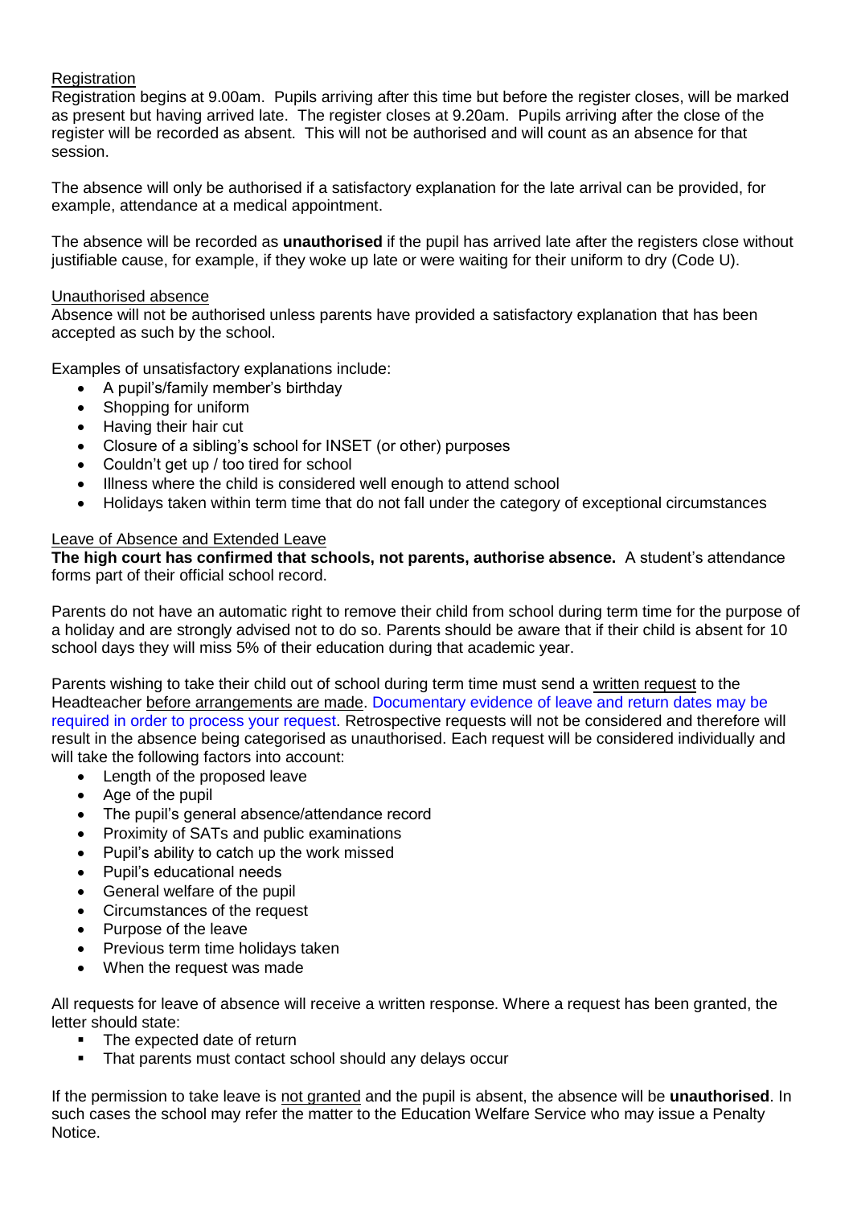Registration

Registration begins at 9.00am. Pupils arriving after this time but before the register closes, will be marked as present but having arrived late. The register closes at 9.20am. Pupils arriving after the close of the register will be recorded as absent. This will not be authorised and will count as an absence for that session.

The absence will only be authorised if a satisfactory explanation for the late arrival can be provided, for example, attendance at a medical appointment.

The absence will be recorded as **unauthorised** if the pupil has arrived late after the registers close without justifiable cause, for example, if they woke up late or were waiting for their uniform to dry (Code U).

Unauthorised absence

Absence will not be authorised unless parents have provided a satisfactory explanation that has been accepted as such by the school.

Examples of unsatisfactory explanations include:

- A pupil's/family member's birthday
- Shopping for uniform
- Having their hair cut
- Closure of a sibling's school for INSET (or other) purposes
- Couldn't get up / too tired for school
- Illness where the child is considered well enough to attend school
- Holidays taken within term time that do not fall under the category of exceptional circumstances

Leave of Absence and Extended Leave

**The high court has confirmed that schools, not parents, authorise absence.** A student's attendance forms part of their official school record.

Parents do not have an automatic right to remove their child from school during term time for the purpose of a holiday and are strongly advised not to do so. Parents should be aware that if their child is absent for 10 school days they will miss 5% of their education during that academic year.

Parents wishing to take their child out of school during term time must send a written request to the Headteacher before arrangements are made. Documentary evidence of leave and return dates may be required in order to process your request. Retrospective requests will not be considered and therefore will result in the absence being categorised as unauthorised. Each request will be considered individually and will take the following factors into account:

- Length of the proposed leave
- Age of the pupil
- The pupil's general absence/attendance record
- Proximity of SATs and public examinations
- Pupil's ability to catch up the work missed
- Pupil's educational needs
- General welfare of the pupil
- Circumstances of the request
- Purpose of the leave
- Previous term time holidays taken
- When the request was made

All requests for leave of absence will receive a written response. Where a request has been granted, the letter should state:

- The expected date of return
- That parents must contact school should any delays occur

If the permission to take leave is not granted and the pupil is absent, the absence will be **unauthorised**. In such cases the school may refer the matter to the Education Welfare Service who may issue a Penalty Notice.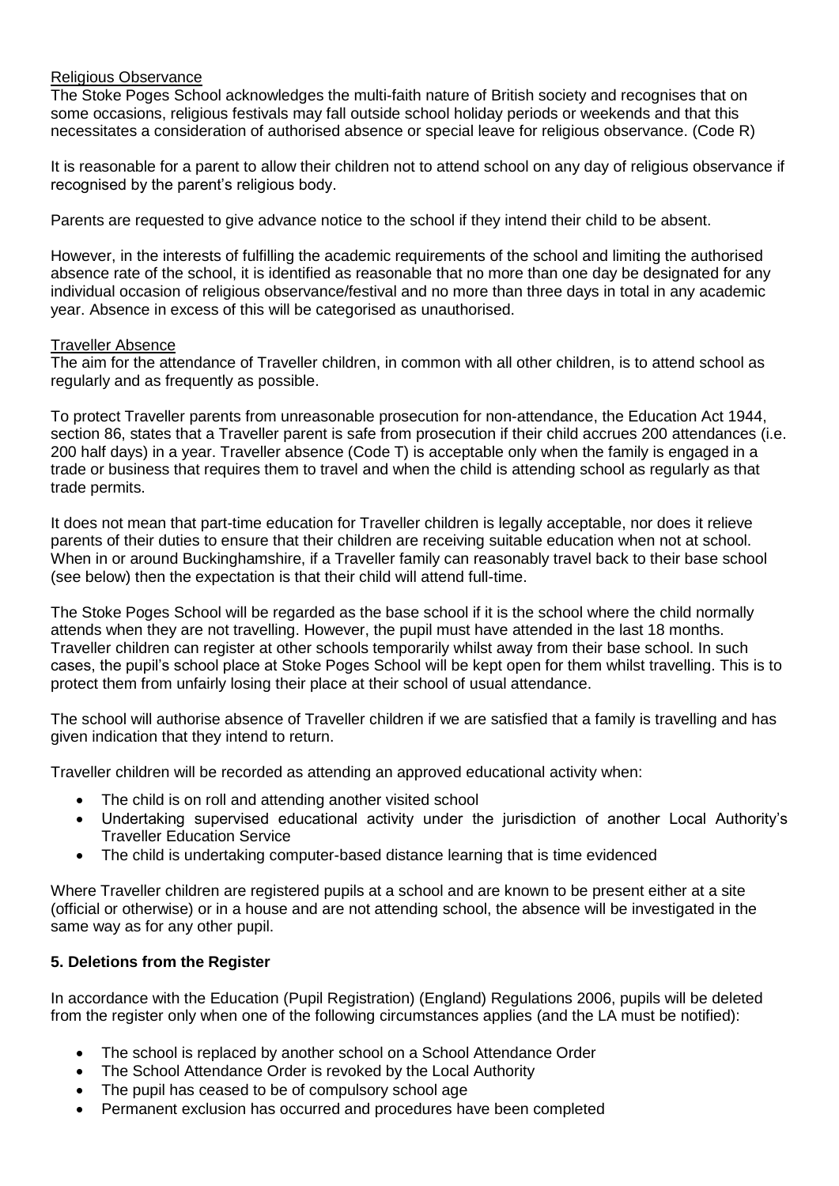Religious Observance

The Stoke Poges School acknowledges the multi-faith nature of British society and recognises that on some occasions, religious festivals may fall outside school holiday periods or weekends and that this necessitates a consideration of authorised absence or special leave for religious observance. (Code R)

It is reasonable for a parent to allow their children not to attend school on any day of religious observance if recognised by the parent's religious body.

Parents are requested to give advance notice to the school if they intend their child to be absent.

However, in the interests of fulfilling the academic requirements of the school and limiting the authorised absence rate of the school, it is identified as reasonable that no more than one day be designated for any individual occasion of religious observance/festival and no more than three days in total in any academic year. Absence in excess of this will be categorised as unauthorised.

Traveller Absence

The aim for the attendance of Traveller children, in common with all other children, is to attend school as regularly and as frequently as possible.

To protect Traveller parents from unreasonable prosecution for non-attendance, the Education Act 1944, section 86, states that a Traveller parent is safe from prosecution if their child accrues 200 attendances (i.e. 200 half days) in a year. Traveller absence (Code T) is acceptable only when the family is engaged in a trade or business that requires them to travel and when the child is attending school as regularly as that trade permits.

It does not mean that part-time education for Traveller children is legally acceptable, nor does it relieve parents of their duties to ensure that their children are receiving suitable education when not at school. When in or around Buckinghamshire, if a Traveller family can reasonably travel back to their base school (see below) then the expectation is that their child will attend full-time.

The Stoke Poges School will be regarded as the base school if it is the school where the child normally attends when they are not travelling. However, the pupil must have attended in the last 18 months. Traveller children can register at other schools temporarily whilst away from their base school. In such cases, the pupil's school place at Stoke Poges School will be kept open for them whilst travelling. This is to protect them from unfairly losing their place at their school of usual attendance.

The school will authorise absence of Traveller children if we are satisfied that a family is travelling and has given indication that they intend to return.

Traveller children will be recorded as attending an approved educational activity when:

- The child is on roll and attending another visited school
- Undertaking supervised educational activity under the jurisdiction of another Local Authority's Traveller Education Service
- The child is undertaking computer-based distance learning that is time evidenced

Where Traveller children are registered pupils at a school and are known to be present either at a site (official or otherwise) or in a house and are not attending school, the absence will be investigated in the same way as for any other pupil.

## 5. Deletions from the Register

In accordance with the Education (Pupil Registration) (England) Regulations 2006, pupils will be deleted from the register only when one of the following circumstances applies (and the LA must be notified):

- The school is replaced by another school on a School Attendance Order
- The School Attendance Order is revoked by the Local Authority
- The pupil has ceased to be of compulsory school age
- Permanent exclusion has occurred and procedures have been completed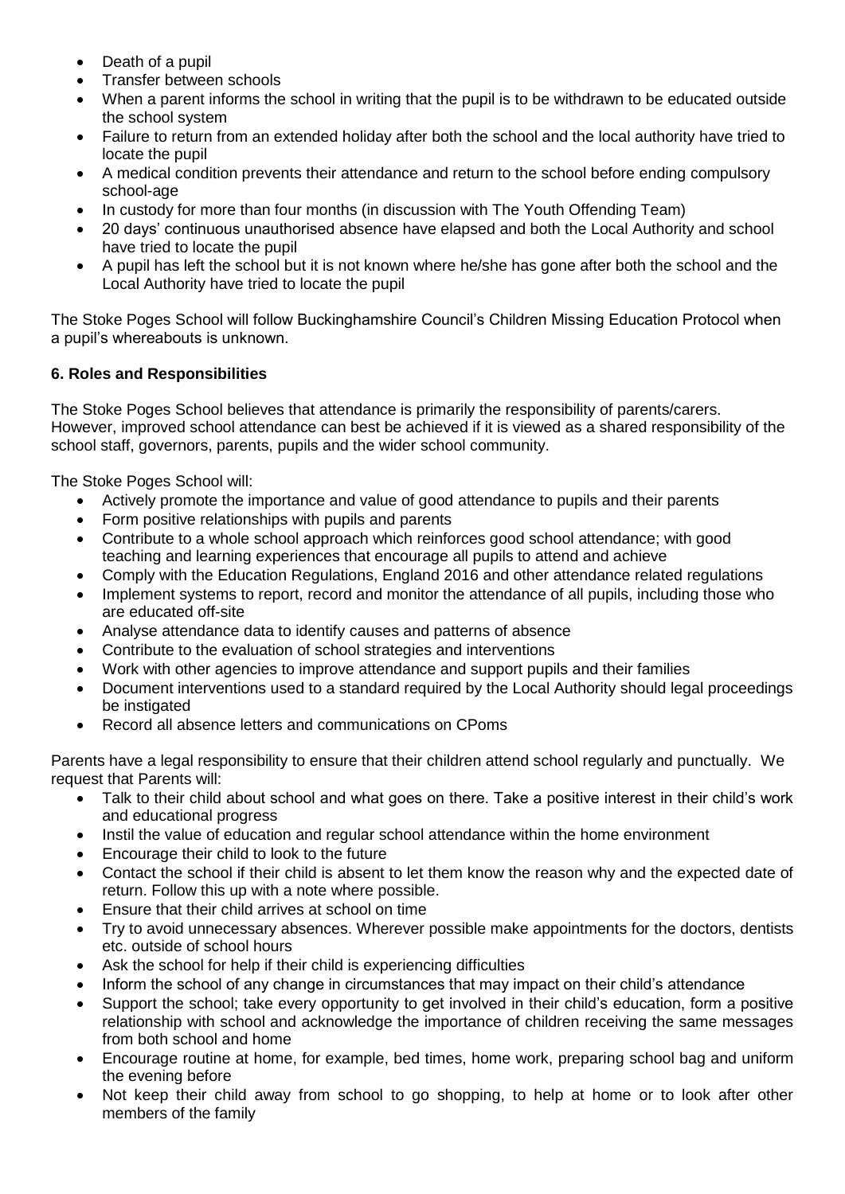- Death of a pupil
- Transfer between schools
- When a parent informs the school in writing that the pupil is to be withdrawn to be educated outside the school system
- Failure to return from an extended holiday after both the school and the local authority have tried to locate the pupil
- A medical condition prevents their attendance and return to the school before ending compulsory school-age
- In custody for more than four months (in discussion with The Youth Offending Team)
- 20 days' continuous unauthorised absence have elapsed and both the Local Authority and school have tried to locate the pupil
- A pupil has left the school but it is not known where he/she has gone after both the school and the Local Authority have tried to locate the pupil

The Stoke Poges School will follow Buckinghamshire Council's Children Missing Education Protocol when a pupil's whereabouts is unknown.

## 6. Roles and Responsibilities

The Stoke Poges School believes that attendance is primarily the responsibility of parents/carers. However, improved school attendance can best be achieved if it is viewed as a shared responsibility of the school staff, governors, parents, pupils and the wider school community.

The Stoke Poges School will:

- Actively promote the importance and value of good attendance to pupils and their parents
- Form positive relationships with pupils and parents
- Contribute to a whole school approach which reinforces good school attendance; with good teaching and learning experiences that encourage all pupils to attend and achieve
- Comply with the Education Regulations, England 2016 and other attendance related regulations
- Implement systems to report, record and monitor the attendance of all pupils, including those who are educated off-site
- Analyse attendance data to identify causes and patterns of absence
- Contribute to the evaluation of school strategies and interventions
- Work with other agencies to improve attendance and support pupils and their families
- Document interventions used to a standard required by the Local Authority should legal proceedings be instigated
- Record all absence letters and communications on CPoms

Parents have a legal responsibility to ensure that their children attend school regularly and punctually. We request that Parents will:

- Talk to their child about school and what goes on there. Take a positive interest in their child's work and educational progress
- Instil the value of education and regular school attendance within the home environment
- Encourage their child to look to the future
- Contact the school if their child is absent to let them know the reason why and the expected date of return. Follow this up with a note where possible.
- Ensure that their child arrives at school on time
- Try to avoid unnecessary absences. Wherever possible make appointments for the doctors, dentists etc. outside of school hours
- Ask the school for help if their child is experiencing difficulties
- Inform the school of any change in circumstances that may impact on their child's attendance
- Support the school; take every opportunity to get involved in their child's education, form a positive relationship with school and acknowledge the importance of children receiving the same messages from both school and home
- Encourage routine at home, for example, bed times, home work, preparing school bag and uniform the evening before
- Not keep their child away from school to go shopping, to help at home or to look after other members of the family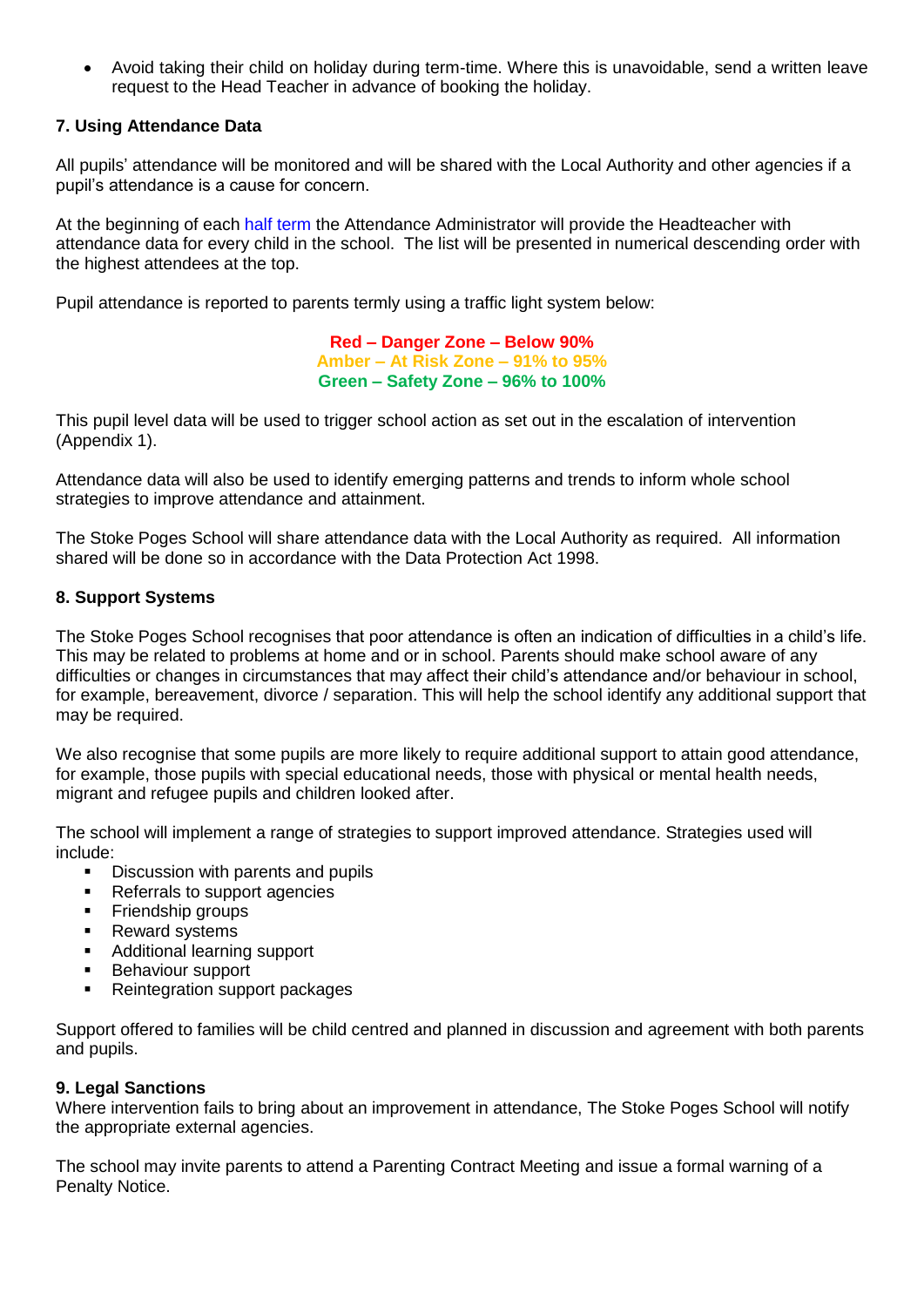- Avoid taking their child on holiday during term-time. Where this is unavoidable, send a written leave request to the Head Teacher in advance of booking the holiday.

**7. Using Attendance Data**

All pupils' attendance will be monitored and will be shared with the Local Authority and other agencies if a pupil's attendance is a cause for concern.

At the beginning of each half term the Attendance Administrator will provide the Headteacher with attendance data for every child in the school. The list will be presented in numerical descending order with the highest attendees at the top.

Pupil attendance is reported to parents termly using a traffic light system below:

**Red – Danger Zone – Below 90%**
**Amber – At Risk Zone – 91% to 95%**
**Green – Safety Zone – 96% to 100%**

This pupil level data will be used to trigger school action as set out in the escalation of intervention (Appendix 1).

Attendance data will also be used to identify emerging patterns and trends to inform whole school strategies to improve attendance and attainment.

The Stoke Poges School will share attendance data with the Local Authority as required. All information shared will be done so in accordance with the Data Protection Act 1998.

**8. Support Systems**

The Stoke Poges School recognises that poor attendance is often an indication of difficulties in a child's life. This may be related to problems at home and or in school. Parents should make school aware of any difficulties or changes in circumstances that may affect their child's attendance and/or behaviour in school, for example, bereavement, divorce / separation. This will help the school identify any additional support that may be required.

We also recognise that some pupils are more likely to require additional support to attain good attendance, for example, those pupils with special educational needs, those with physical or mental health needs, migrant and refugee pupils and children looked after.

The school will implement a range of strategies to support improved attendance. Strategies used will include:

- Discussion with parents and pupils
- Referrals to support agencies
- Friendship groups
- Reward systems
- Additional learning support
- Behaviour support
- Reintegration support packages

Support offered to families will be child centred and planned in discussion and agreement with both parents and pupils.

**9. Legal Sanctions**

Where intervention fails to bring about an improvement in attendance, The Stoke Poges School will notify the appropriate external agencies.

The school may invite parents to attend a Parenting Contract Meeting and issue a formal warning of a Penalty Notice.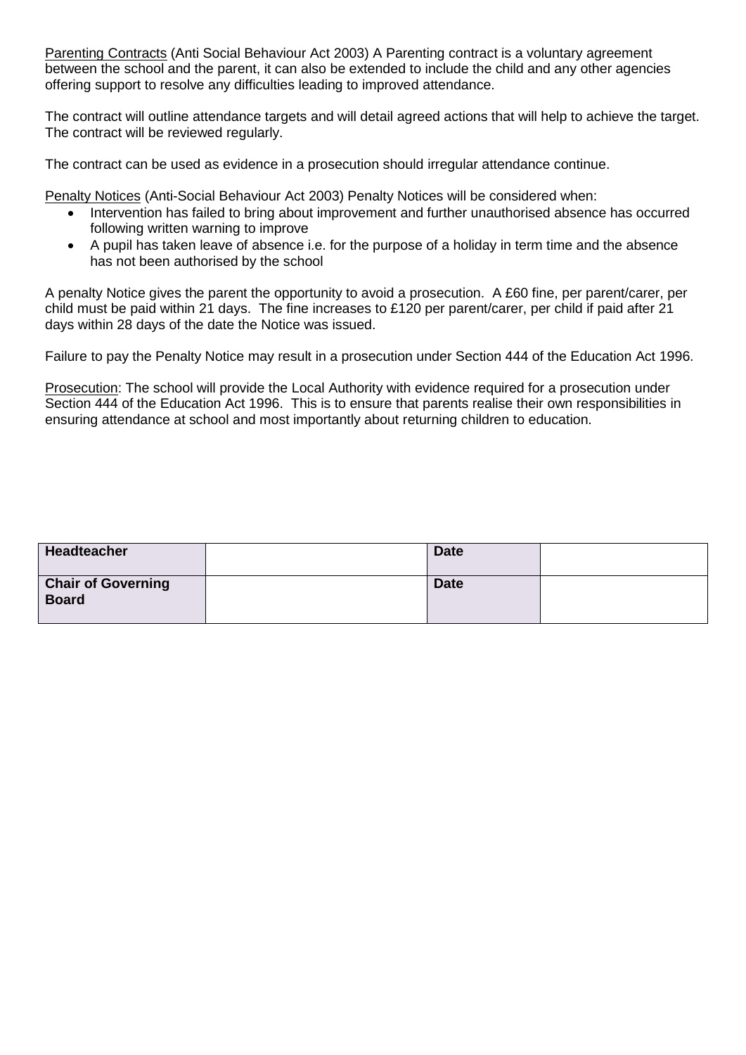<u>Parenting Contracts</u> (Anti Social Behaviour Act 2003) A Parenting contract is a voluntary agreement between the school and the parent, it can also be extended to include the child and any other agencies offering support to resolve any difficulties leading to improved attendance.

The contract will outline attendance targets and will detail agreed actions that will help to achieve the target. The contract will be reviewed regularly.

The contract can be used as evidence in a prosecution should irregular attendance continue.

<u>Penalty Notices</u> (Anti-Social Behaviour Act 2003) Penalty Notices will be considered when:

- Intervention has failed to bring about improvement and further unauthorised absence has occurred following written warning to improve
- A pupil has taken leave of absence i.e. for the purpose of a holiday in term time and the absence has not been authorised by the school

A penalty Notice gives the parent the opportunity to avoid a prosecution. A £60 fine, per parent/carer, per child must be paid within 21 days. The fine increases to £120 per parent/carer, per child if paid after 21 days within 28 days of the date the Notice was issued.

Failure to pay the Penalty Notice may result in a prosecution under Section 444 of the Education Act 1996.

<u>Prosecution</u>: The school will provide the Local Authority with evidence required for a prosecution under Section 444 of the Education Act 1996. This is to ensure that parents realise their own responsibilities in ensuring attendance at school and most importantly about returning children to education.

| **Headteacher** | | **Date** | |
|---|---|---|---|
| **Chair of Governing Board** | | **Date** | |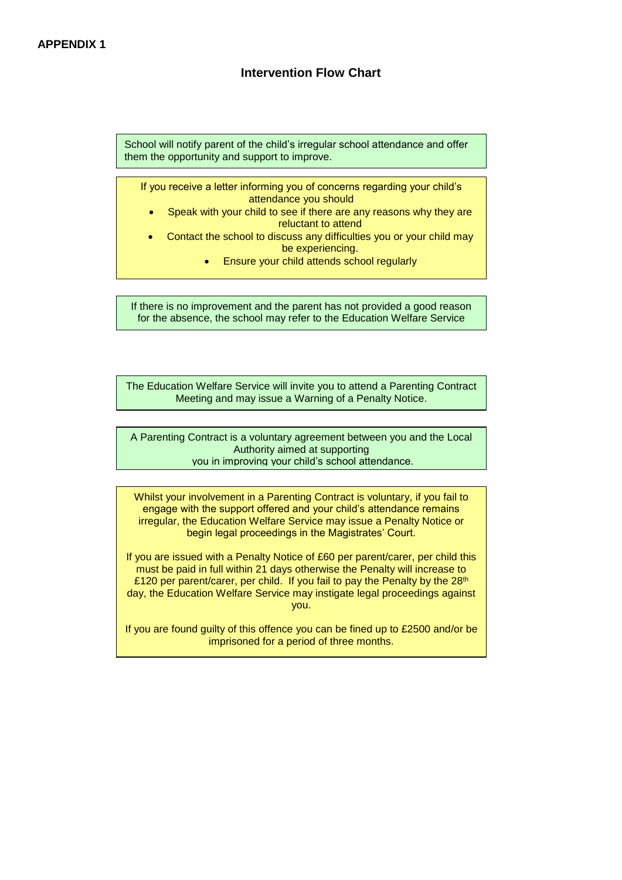**APPENDIX 1**

## Intervention Flow Chart

School will notify parent of the child's irregular school attendance and offer them the opportunity and support to improve.

If you receive a letter informing you of concerns regarding your child's attendance you should

- Speak with your child to see if there are any reasons why they are reluctant to attend
- Contact the school to discuss any difficulties you or your child may be experiencing.
- Ensure your child attends school regularly

If there is no improvement and the parent has not provided a good reason for the absence, the school may refer to the Education Welfare Service

The Education Welfare Service will invite you to attend a Parenting Contract Meeting and may issue a Warning of a Penalty Notice.

A Parenting Contract is a voluntary agreement between you and the Local Authority aimed at supporting you in improving your child's school attendance.

Whilst your involvement in a Parenting Contract is voluntary, if you fail to engage with the support offered and your child's attendance remains irregular, the Education Welfare Service may issue a Penalty Notice or begin legal proceedings in the Magistrates' Court.

If you are issued with a Penalty Notice of £60 per parent/carer, per child this must be paid in full within 21 days otherwise the Penalty will increase to £120 per parent/carer, per child. If you fail to pay the Penalty by the 28th day, the Education Welfare Service may instigate legal proceedings against you.

If you are found guilty of this offence you can be fined up to £2500 and/or be imprisoned for a period of three months.